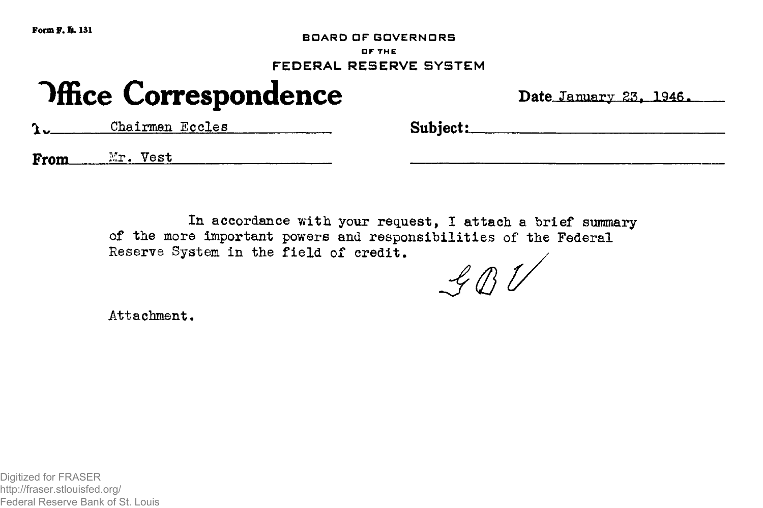Form F. R. 131

BOARD OF GOVERNORS
OF THE
FEDERAL RESERVE SYSTEM

# Office Correspondence

Date January 23, 1946.

To Chairman Eccles

From Mr. Vest

Subject:

In accordance with your request, I attach a brief summary of the more important powers and responsibilities of the Federal Reserve System in the field of credit.

GBV

Attachment.

Digitized for FRASER
http://fraser.stlouisfed.org/
Federal Reserve Bank of St. Louis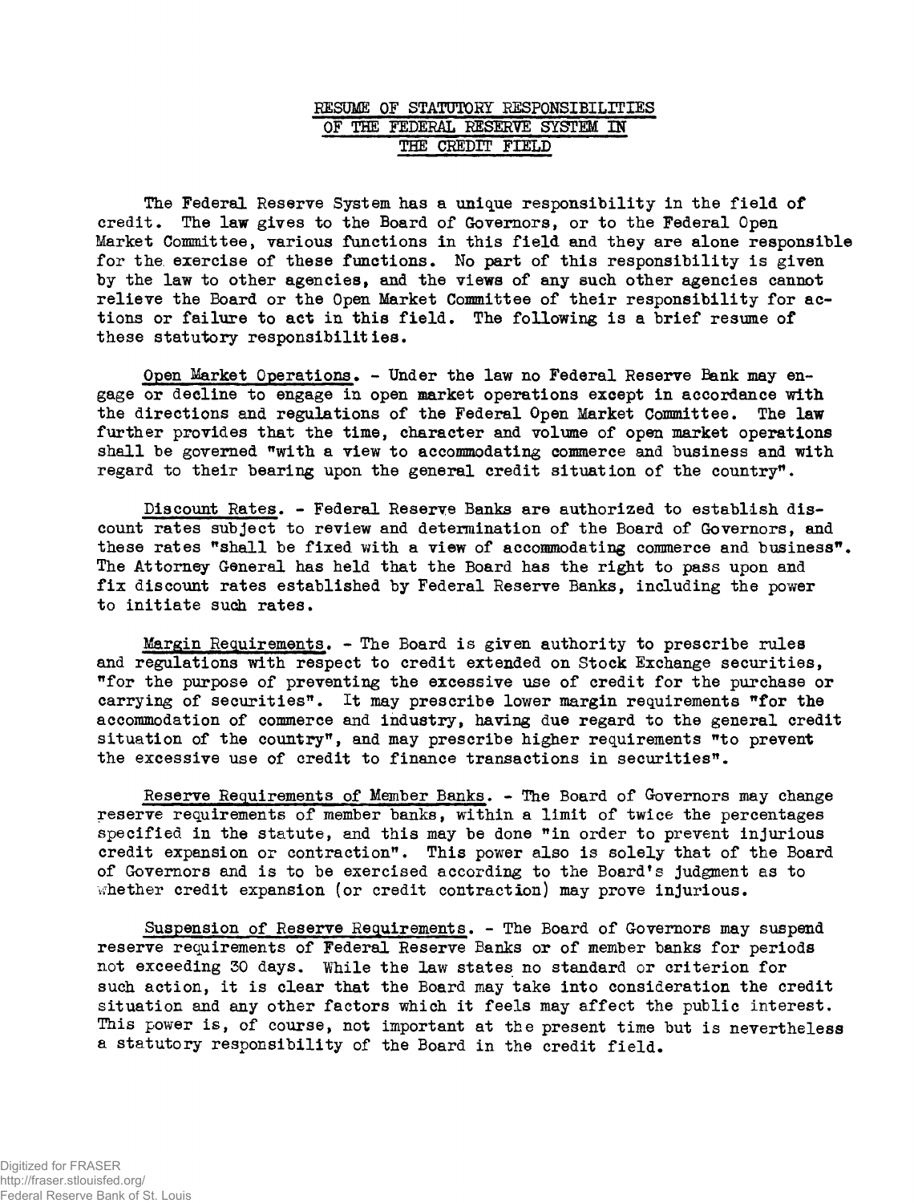## RESUME OF STATUTORY RESPONSIBILITIES OF THE FEDERAL RESERVE SYSTEM IN THE CREDIT FIELD

The Federal Reserve System has a unique responsibility in the field of credit. The law gives to the Board of Governors, or to the Federal Open Market Committee, various functions in this field and they are alone responsible for the exercise of these functions. No part of this responsibility is given by the law to other agencies, and the views of any such other agencies cannot relieve the Board or the Open Market Committee of their responsibility for actions or failure to act in this field. The following is a brief resume of these statutory responsibilities.

Open Market Operations. - Under the law no Federal Reserve Bank may engage or decline to engage in open market operations except in accordance with the directions and regulations of the Federal Open Market Committee. The law further provides that the time, character and volume of open market operations shall be governed "with a view to accommodating commerce and business and with regard to their bearing upon the general credit situation of the country".

Discount Rates. - Federal Reserve Banks are authorized to establish discount rates subject to review and determination of the Board of Governors, and these rates "shall be fixed with a view of accommodating commerce and business". The Attorney General has held that the Board has the right to pass upon and fix discount rates established by Federal Reserve Banks, including the power to initiate such rates.

Margin Requirements. - The Board is given authority to prescribe rules and regulations with respect to credit extended on Stock Exchange securities, "for the purpose of preventing the excessive use of credit for the purchase or carrying of securities". It may prescribe lower margin requirements "for the accommodation of commerce and industry, having due regard to the general credit situation of the country", and may prescribe higher requirements "to prevent the excessive use of credit to finance transactions in securities".

Reserve Requirements of Member Banks. - The Board of Governors may change reserve requirements of member banks, within a limit of twice the percentages specified in the statute, and this may be done "in order to prevent injurious credit expansion or contraction". This power also is solely that of the Board of Governors and is to be exercised according to the Board's judgment as to whether credit expansion (or credit contraction) may prove injurious.

Suspension of Reserve Requirements. - The Board of Governors may suspend reserve requirements of Federal Reserve Banks or of member banks for periods not exceeding 30 days. While the law states no standard or criterion for such action, it is clear that the Board may take into consideration the credit situation and any other factors which it feels may affect the public interest. This power is, of course, not important at the present time but is nevertheless a statutory responsibility of the Board in the credit field.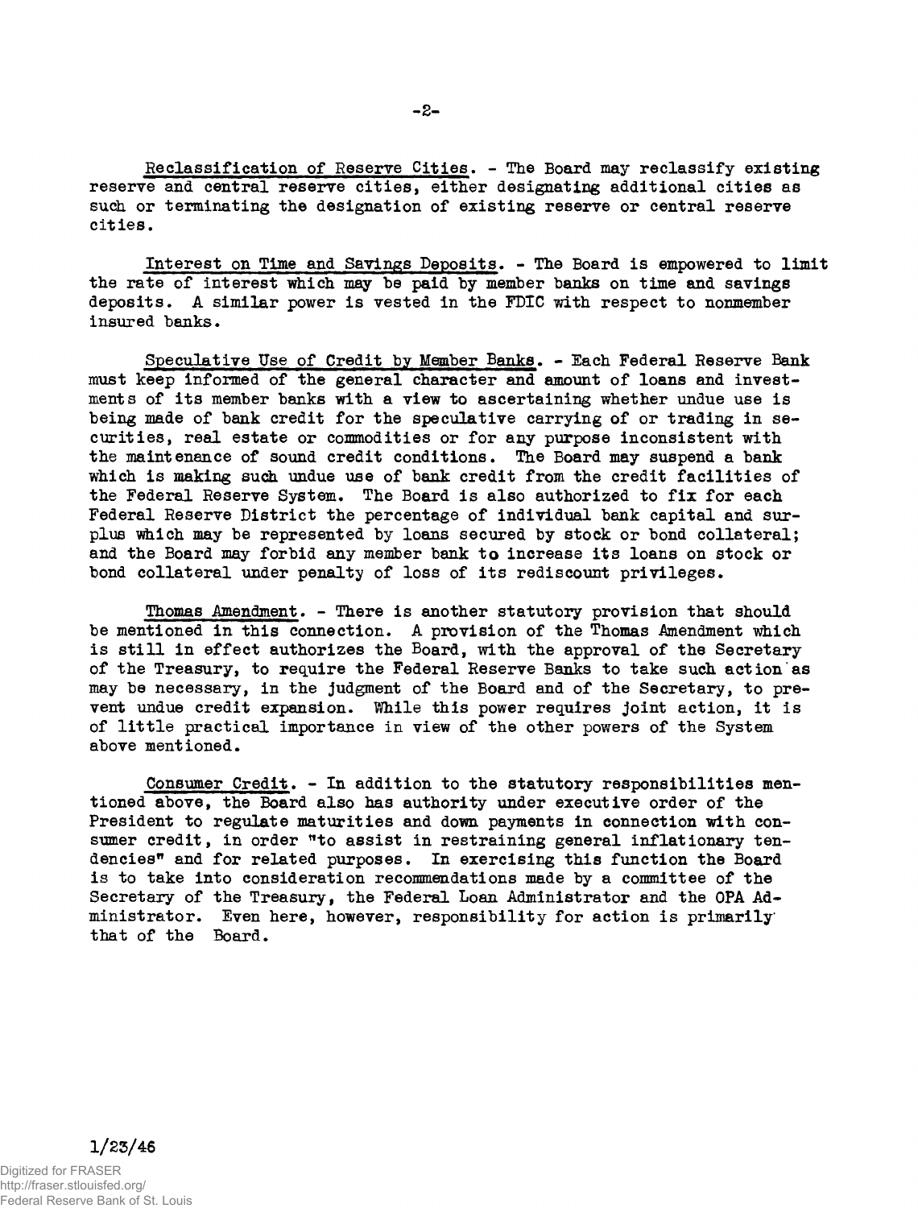Reclassification of Reserve Cities. - The Board may reclassify existing reserve and central reserve cities, either designating additional cities as such or terminating the designation of existing reserve or central reserve cities.

Interest on Time and Savings Deposits. - The Board is empowered to limit the rate of interest which may be paid by member banks on time and savings deposits. A similar power is vested in the FDIC with respect to nonmember insured banks.

Speculative Use of Credit by Member Banks. - Each Federal Reserve Bank must keep informed of the general character and amount of loans and investments of its member banks with a view to ascertaining whether undue use is being made of bank credit for the speculative carrying of or trading in securities, real estate or commodities or for any purpose inconsistent with the maintenance of sound credit conditions. The Board may suspend a bank which is making such undue use of bank credit from the credit facilities of the Federal Reserve System. The Board is also authorized to fix for each Federal Reserve District the percentage of individual bank capital and surplus which may be represented by loans secured by stock or bond collateral; and the Board may forbid any member bank to increase its loans on stock or bond collateral under penalty of loss of its rediscount privileges.

Thomas Amendment. - There is another statutory provision that should be mentioned in this connection. A provision of the Thomas Amendment which is still in effect authorizes the Board, with the approval of the Secretary of the Treasury, to require the Federal Reserve Banks to take such action as may be necessary, in the judgment of the Board and of the Secretary, to prevent undue credit expansion. While this power requires joint action, it is of little practical importance in view of the other powers of the System above mentioned.

Consumer Credit. - In addition to the statutory responsibilities mentioned above, the Board also has authority under executive order of the President to regulate maturities and down payments in connection with consumer credit, in order "to assist in restraining general inflationary tendencies" and for related purposes. In exercising this function the Board is to take into consideration recommendations made by a committee of the Secretary of the Treasury, the Federal Loan Administrator and the OPA Administrator. Even here, however, responsibility for action is primarily that of the Board.

1/23/46